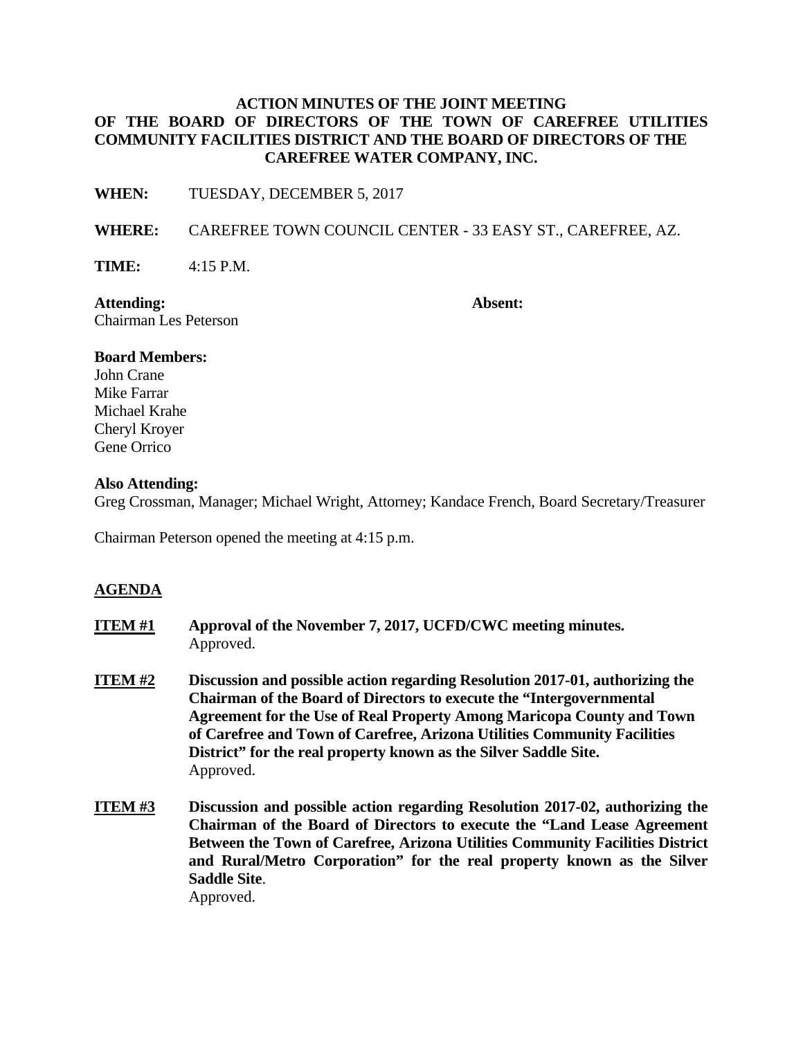# ACTION MINUTES OF THE JOINT MEETING OF THE BOARD OF DIRECTORS OF THE TOWN OF CAREFREE UTILITIES COMMUNITY FACILITIES DISTRICT AND THE BOARD OF DIRECTORS OF THE CAREFREE WATER COMPANY, INC.

**WHEN:** TUESDAY, DECEMBER 5, 2017

**WHERE:** CAREFREE TOWN COUNCIL CENTER - 33 EASY ST., CAREFREE, AZ.

**TIME:** 4:15 P.M.

**Attending:** **Absent:**

Chairman Les Peterson

**Board Members:**

John Crane
Mike Farrar
Michael Krahe
Cheryl Kroyer
Gene Orrico

**Also Attending:**

Greg Crossman, Manager; Michael Wright, Attorney; Kandace French, Board Secretary/Treasurer

Chairman Peterson opened the meeting at 4:15 p.m.

## AGENDA

**ITEM #1** **Approval of the November 7, 2017, UCFD/CWC meeting minutes.**
Approved.

**ITEM #2** **Discussion and possible action regarding Resolution 2017-01, authorizing the Chairman of the Board of Directors to execute the "Intergovernmental Agreement for the Use of Real Property Among Maricopa County and Town of Carefree and Town of Carefree, Arizona Utilities Community Facilities District" for the real property known as the Silver Saddle Site.**
Approved.

**ITEM #3** **Discussion and possible action regarding Resolution 2017-02, authorizing the Chairman of the Board of Directors to execute the "Land Lease Agreement Between the Town of Carefree, Arizona Utilities Community Facilities District and Rural/Metro Corporation" for the real property known as the Silver Saddle Site**.
Approved.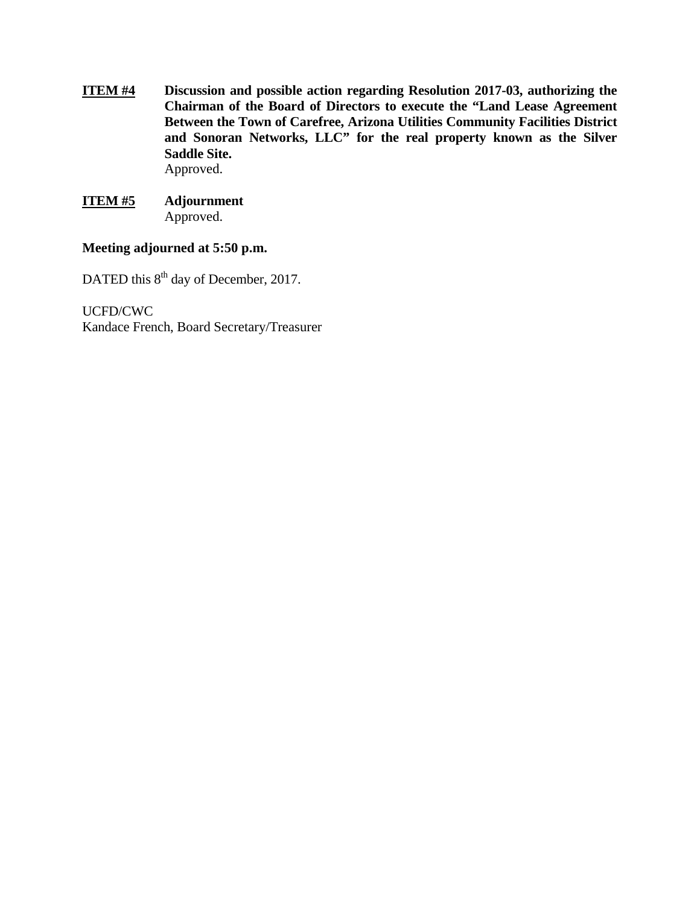**ITEM #4** **Discussion and possible action regarding Resolution 2017-03, authorizing the Chairman of the Board of Directors to execute the "Land Lease Agreement Between the Town of Carefree, Arizona Utilities Community Facilities District and Sonoran Networks, LLC" for the real property known as the Silver Saddle Site.**
Approved.

**ITEM #5** **Adjournment**
Approved.

**Meeting adjourned at 5:50 p.m.**

DATED this 8th day of December, 2017.

UCFD/CWC
Kandace French, Board Secretary/Treasurer